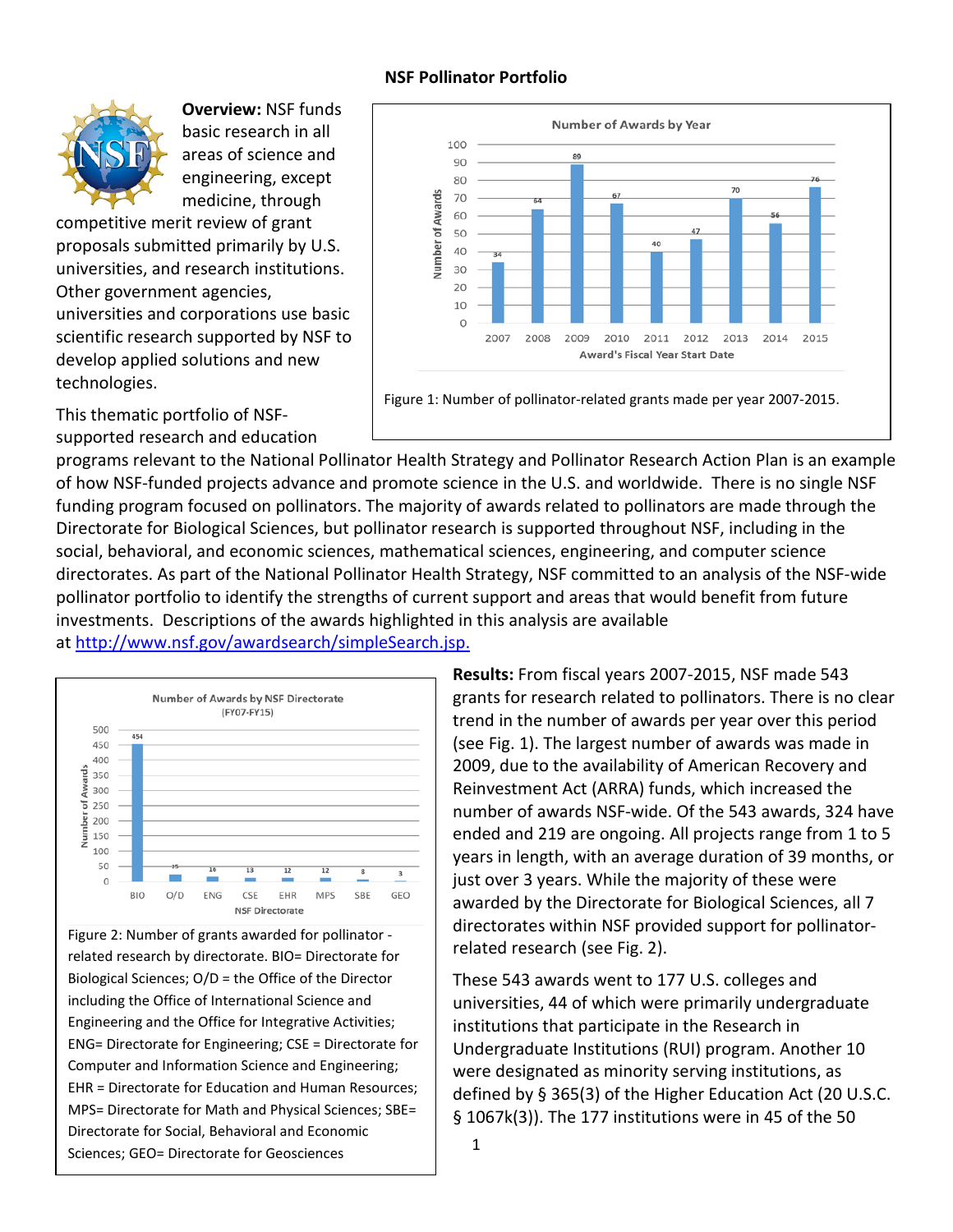# NSF Pollinator Portfolio

**Overview:** NSF funds basic research in all areas of science and engineering, except medicine, through competitive merit review of grant proposals submitted primarily by U.S. universities, and research institutions. Other government agencies, universities and corporations use basic scientific research supported by NSF to develop applied solutions and new technologies.

Figure 1: Number of pollinator-related grants made per year 2007-2015.

This thematic portfolio of NSF-supported research and education programs relevant to the National Pollinator Health Strategy and Pollinator Research Action Plan is an example of how NSF-funded projects advance and promote science in the U.S. and worldwide. There is no single NSF funding program focused on pollinators. The majority of awards related to pollinators are made through the Directorate for Biological Sciences, but pollinator research is supported throughout NSF, including in the social, behavioral, and economic sciences, mathematical sciences, engineering, and computer science directorates. As part of the National Pollinator Health Strategy, NSF committed to an analysis of the NSF-wide pollinator portfolio to identify the strengths of current support and areas that would benefit from future investments. Descriptions of the awards highlighted in this analysis are available at http://www.nsf.gov/awardsearch/simpleSearch.jsp.

Figure 2: Number of grants awarded for pollinator - related research by directorate. BIO= Directorate for Biological Sciences; O/D = the Office of the Director including the Office of International Science and Engineering and the Office for Integrative Activities; ENG= Directorate for Engineering; CSE = Directorate for Computer and Information Science and Engineering; EHR = Directorate for Education and Human Resources; MPS= Directorate for Math and Physical Sciences; SBE= Directorate for Social, Behavioral and Economic Sciences; GEO= Directorate for Geosciences

**Results:** From fiscal years 2007-2015, NSF made 543 grants for research related to pollinators. There is no clear trend in the number of awards per year over this period (see Fig. 1). The largest number of awards was made in 2009, due to the availability of American Recovery and Reinvestment Act (ARRA) funds, which increased the number of awards NSF-wide. Of the 543 awards, 324 have ended and 219 are ongoing. All projects range from 1 to 5 years in length, with an average duration of 39 months, or just over 3 years. While the majority of these were awarded by the Directorate for Biological Sciences, all 7 directorates within NSF provided support for pollinator-related research (see Fig. 2).

These 543 awards went to 177 U.S. colleges and universities, 44 of which were primarily undergraduate institutions that participate in the Research in Undergraduate Institutions (RUI) program. Another 10 were designated as minority serving institutions, as defined by § 365(3) of the Higher Education Act (20 U.S.C. § 1067k(3)). The 177 institutions were in 45 of the 50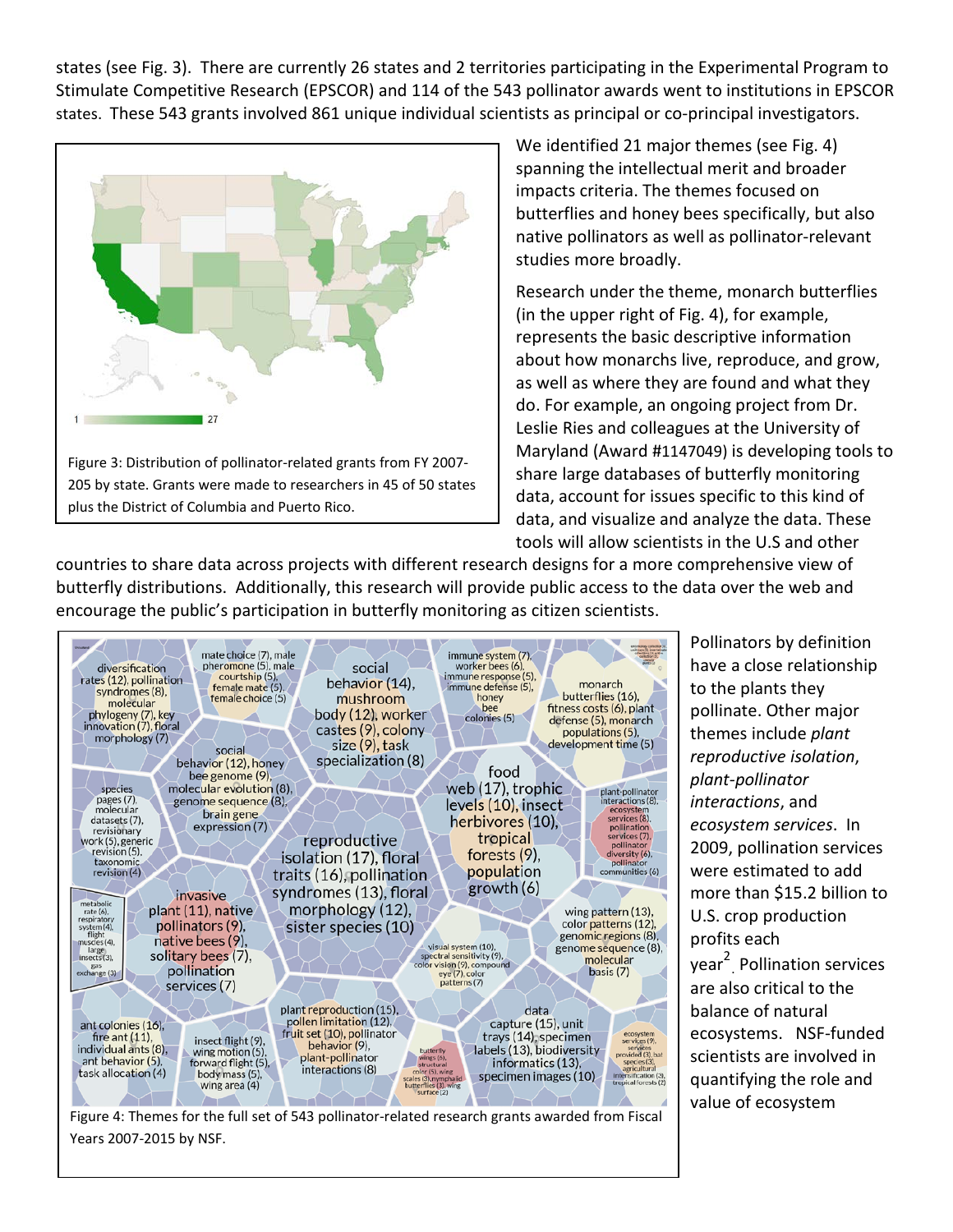states (see Fig. 3). There are currently 26 states and 2 territories participating in the Experimental Program to Stimulate Competitive Research (EPSCOR) and 114 of the 543 pollinator awards went to institutions in EPSCOR states. These 543 grants involved 861 unique individual scientists as principal or co-principal investigators.

Figure 3: Distribution of pollinator-related grants from FY 2007-205 by state. Grants were made to researchers in 45 of 50 states plus the District of Columbia and Puerto Rico.

We identified 21 major themes (see Fig. 4) spanning the intellectual merit and broader impacts criteria. The themes focused on butterflies and honey bees specifically, but also native pollinators as well as pollinator-relevant studies more broadly.

Research under the theme, monarch butterflies (in the upper right of Fig. 4), for example, represents the basic descriptive information about how monarchs live, reproduce, and grow, as well as where they are found and what they do. For example, an ongoing project from Dr. Leslie Ries and colleagues at the University of Maryland (Award #1147049) is developing tools to share large databases of butterfly monitoring data, account for issues specific to this kind of data, and visualize and analyze the data. These tools will allow scientists in the U.S and other countries to share data across projects with different research designs for a more comprehensive view of butterfly distributions. Additionally, this research will provide public access to the data over the web and encourage the public's participation in butterfly monitoring as citizen scientists.

Figure 4: Themes for the full set of 543 pollinator-related research grants awarded from Fiscal Years 2007-2015 by NSF.

Pollinators by definition have a close relationship to the plants they pollinate. Other major themes include *plant reproductive isolation*, *plant-pollinator interactions*, and *ecosystem services*. In 2009, pollination services were estimated to add more than $15.2 billion to U.S. crop production profits each year[2]. Pollination services are also critical to the balance of natural ecosystems. NSF-funded scientists are involved in quantifying the role and value of ecosystem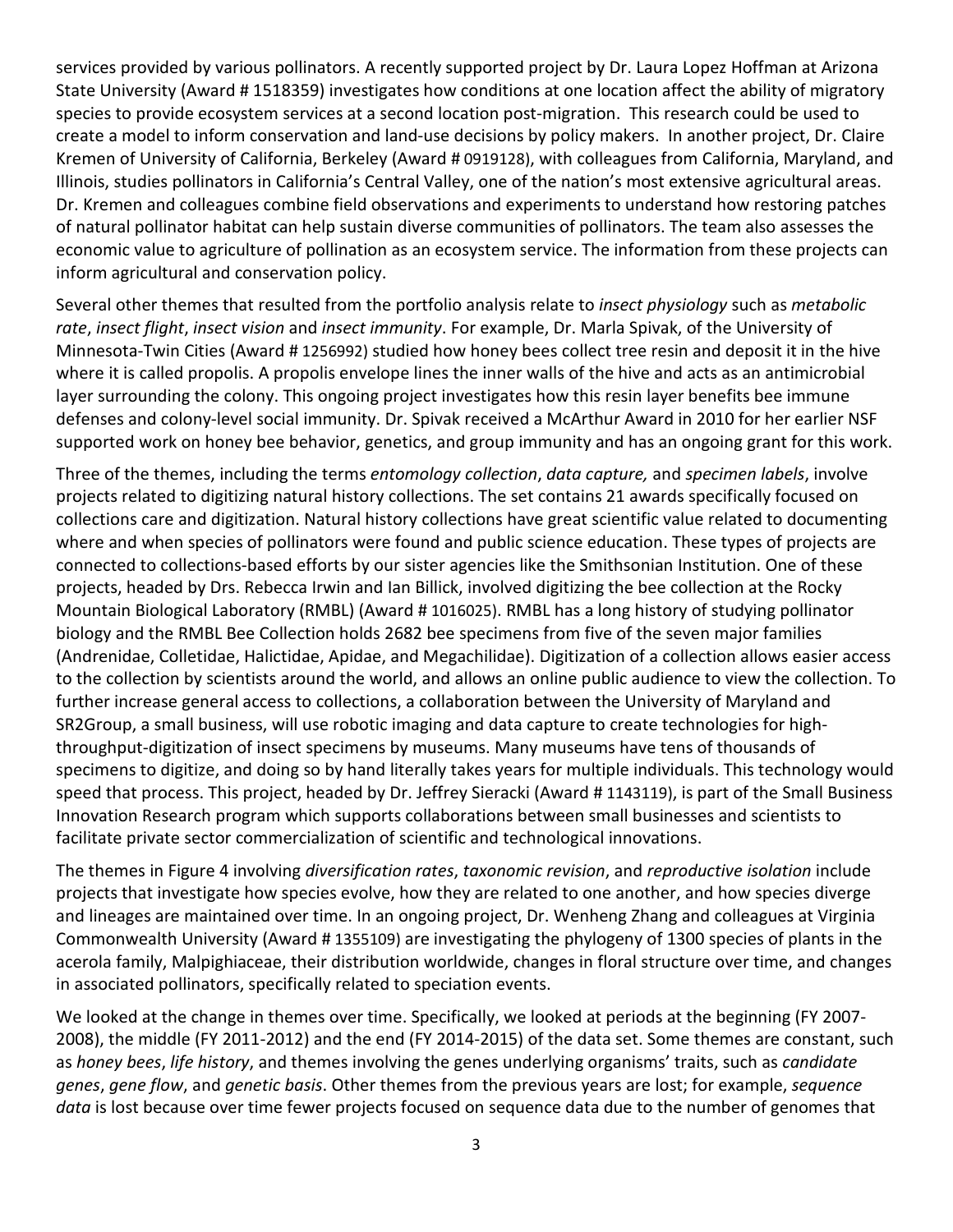services provided by various pollinators. A recently supported project by Dr. Laura Lopez Hoffman at Arizona State University (Award # 1518359) investigates how conditions at one location affect the ability of migratory species to provide ecosystem services at a second location post-migration. This research could be used to create a model to inform conservation and land-use decisions by policy makers. In another project, Dr. Claire Kremen of University of California, Berkeley (Award # 0919128), with colleagues from California, Maryland, and Illinois, studies pollinators in California's Central Valley, one of the nation's most extensive agricultural areas. Dr. Kremen and colleagues combine field observations and experiments to understand how restoring patches of natural pollinator habitat can help sustain diverse communities of pollinators. The team also assesses the economic value to agriculture of pollination as an ecosystem service. The information from these projects can inform agricultural and conservation policy.

Several other themes that resulted from the portfolio analysis relate to *insect physiology* such as *metabolic rate*, *insect flight*, *insect vision* and *insect immunity*. For example, Dr. Marla Spivak, of the University of Minnesota-Twin Cities (Award # 1256992) studied how honey bees collect tree resin and deposit it in the hive where it is called propolis. A propolis envelope lines the inner walls of the hive and acts as an antimicrobial layer surrounding the colony. This ongoing project investigates how this resin layer benefits bee immune defenses and colony-level social immunity. Dr. Spivak received a McArthur Award in 2010 for her earlier NSF supported work on honey bee behavior, genetics, and group immunity and has an ongoing grant for this work.

Three of the themes, including the terms *entomology collection*, *data capture,* and *specimen labels*, involve projects related to digitizing natural history collections. The set contains 21 awards specifically focused on collections care and digitization. Natural history collections have great scientific value related to documenting where and when species of pollinators were found and public science education. These types of projects are connected to collections-based efforts by our sister agencies like the Smithsonian Institution. One of these projects, headed by Drs. Rebecca Irwin and Ian Billick, involved digitizing the bee collection at the Rocky Mountain Biological Laboratory (RMBL) (Award # 1016025). RMBL has a long history of studying pollinator biology and the RMBL Bee Collection holds 2682 bee specimens from five of the seven major families (Andrenidae, Colletidae, Halictidae, Apidae, and Megachilidae). Digitization of a collection allows easier access to the collection by scientists around the world, and allows an online public audience to view the collection. To further increase general access to collections, a collaboration between the University of Maryland and SR2Group, a small business, will use robotic imaging and data capture to create technologies for high-throughput-digitization of insect specimens by museums. Many museums have tens of thousands of specimens to digitize, and doing so by hand literally takes years for multiple individuals. This technology would speed that process. This project, headed by Dr. Jeffrey Sieracki (Award # 1143119), is part of the Small Business Innovation Research program which supports collaborations between small businesses and scientists to facilitate private sector commercialization of scientific and technological innovations.

The themes in Figure 4 involving *diversification rates*, *taxonomic revision*, and *reproductive isolation* include projects that investigate how species evolve, how they are related to one another, and how species diverge and lineages are maintained over time. In an ongoing project, Dr. Wenheng Zhang and colleagues at Virginia Commonwealth University (Award # 1355109) are investigating the phylogeny of 1300 species of plants in the acerola family, Malpighiaceae, their distribution worldwide, changes in floral structure over time, and changes in associated pollinators, specifically related to speciation events.

We looked at the change in themes over time. Specifically, we looked at periods at the beginning (FY 2007-2008), the middle (FY 2011-2012) and the end (FY 2014-2015) of the data set. Some themes are constant, such as *honey bees*, *life history*, and themes involving the genes underlying organisms' traits, such as *candidate genes*, *gene flow*, and *genetic basis*. Other themes from the previous years are lost; for example, *sequence data* is lost because over time fewer projects focused on sequence data due to the number of genomes that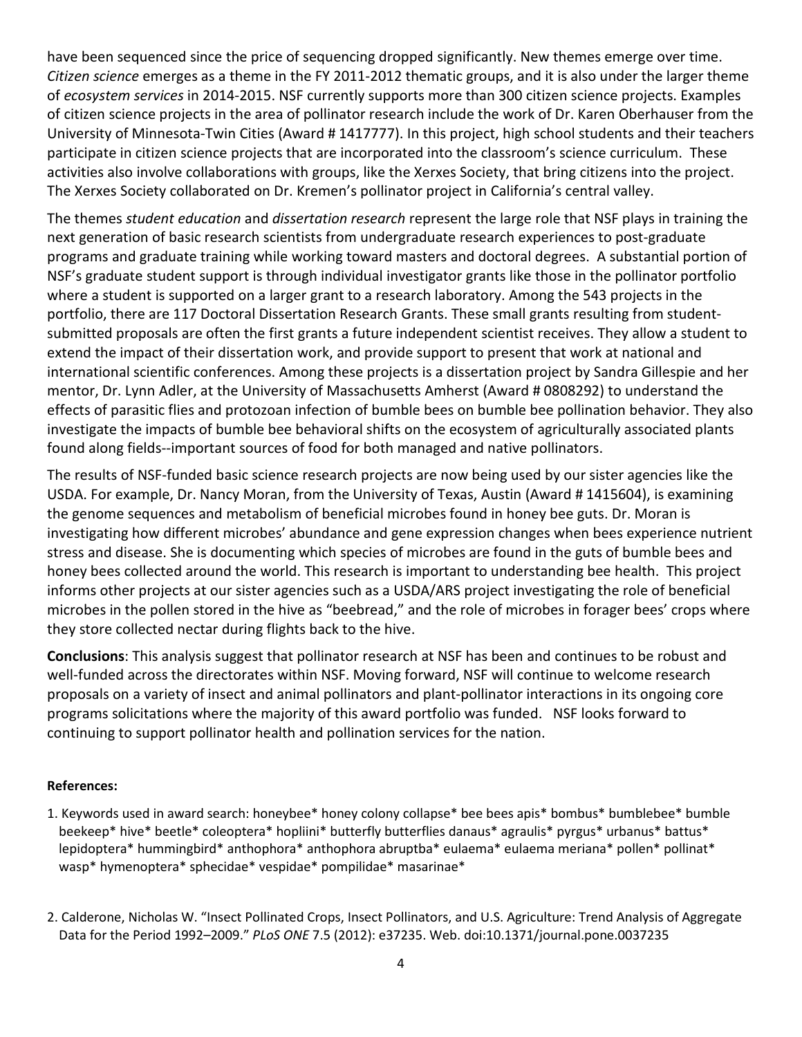have been sequenced since the price of sequencing dropped significantly. New themes emerge over time. *Citizen science* emerges as a theme in the FY 2011-2012 thematic groups, and it is also under the larger theme of *ecosystem services* in 2014-2015. NSF currently supports more than 300 citizen science projects. Examples of citizen science projects in the area of pollinator research include the work of Dr. Karen Oberhauser from the University of Minnesota-Twin Cities (Award # 1417777). In this project, high school students and their teachers participate in citizen science projects that are incorporated into the classroom's science curriculum. These activities also involve collaborations with groups, like the Xerxes Society, that bring citizens into the project. The Xerxes Society collaborated on Dr. Kremen's pollinator project in California's central valley.

The themes *student education* and *dissertation research* represent the large role that NSF plays in training the next generation of basic research scientists from undergraduate research experiences to post-graduate programs and graduate training while working toward masters and doctoral degrees. A substantial portion of NSF's graduate student support is through individual investigator grants like those in the pollinator portfolio where a student is supported on a larger grant to a research laboratory. Among the 543 projects in the portfolio, there are 117 Doctoral Dissertation Research Grants. These small grants resulting from student-submitted proposals are often the first grants a future independent scientist receives. They allow a student to extend the impact of their dissertation work, and provide support to present that work at national and international scientific conferences. Among these projects is a dissertation project by Sandra Gillespie and her mentor, Dr. Lynn Adler, at the University of Massachusetts Amherst (Award # 0808292) to understand the effects of parasitic flies and protozoan infection of bumble bees on bumble bee pollination behavior. They also investigate the impacts of bumble bee behavioral shifts on the ecosystem of agriculturally associated plants found along fields--important sources of food for both managed and native pollinators.

The results of NSF-funded basic science research projects are now being used by our sister agencies like the USDA. For example, Dr. Nancy Moran, from the University of Texas, Austin (Award # 1415604), is examining the genome sequences and metabolism of beneficial microbes found in honey bee guts. Dr. Moran is investigating how different microbes' abundance and gene expression changes when bees experience nutrient stress and disease. She is documenting which species of microbes are found in the guts of bumble bees and honey bees collected around the world. This research is important to understanding bee health. This project informs other projects at our sister agencies such as a USDA/ARS project investigating the role of beneficial microbes in the pollen stored in the hive as "beebread," and the role of microbes in forager bees' crops where they store collected nectar during flights back to the hive.

**Conclusions**: This analysis suggest that pollinator research at NSF has been and continues to be robust and well-funded across the directorates within NSF. Moving forward, NSF will continue to welcome research proposals on a variety of insect and animal pollinators and plant-pollinator interactions in its ongoing core programs solicitations where the majority of this award portfolio was funded. NSF looks forward to continuing to support pollinator health and pollination services for the nation.

**References:**

1. Keywords used in award search: honeybee* honey colony collapse* bee bees apis* bombus* bumblebee* bumble beekeep* hive* beetle* coleoptera* hopliini* butterfly butterflies danaus* agraulis* pyrgus* urbanus* battus* lepidoptera* hummingbird* anthophora* anthophora abruptba* eulaema* eulaema meriana* pollen* pollinat* wasp* hymenoptera* sphecidae* vespidae* pompilidae* masarinae*

2. Calderone, Nicholas W. "Insect Pollinated Crops, Insect Pollinators, and U.S. Agriculture: Trend Analysis of Aggregate Data for the Period 1992–2009." *PLoS ONE* 7.5 (2012): e37235. Web. doi:10.1371/journal.pone.0037235